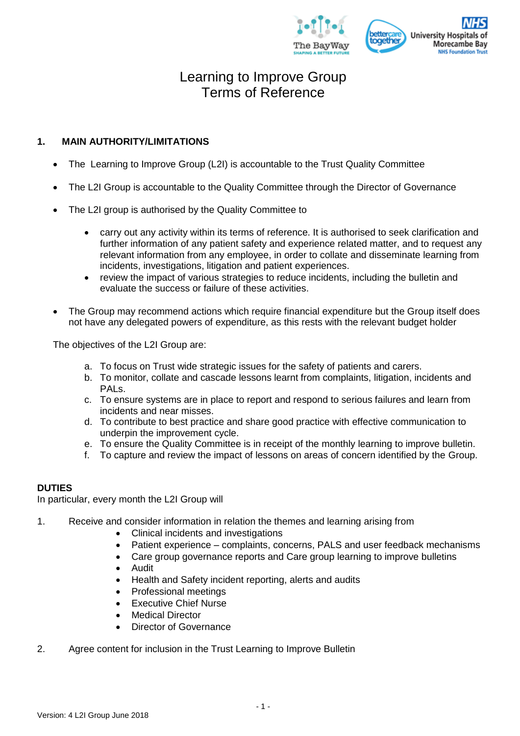# Learning to Improve Group
# Terms of Reference

## 1. MAIN AUTHORITY/LIMITATIONS

- The Learning to Improve Group (L2I) is accountable to the Trust Quality Committee
- The L2I Group is accountable to the Quality Committee through the Director of Governance
- The L2I group is authorised by the Quality Committee to
  - carry out any activity within its terms of reference. It is authorised to seek clarification and further information of any patient safety and experience related matter, and to request any relevant information from any employee, in order to collate and disseminate learning from incidents, investigations, litigation and patient experiences.
  - review the impact of various strategies to reduce incidents, including the bulletin and evaluate the success or failure of these activities.
- The Group may recommend actions which require financial expenditure but the Group itself does not have any delegated powers of expenditure, as this rests with the relevant budget holder

The objectives of the L2I Group are:

a. To focus on Trust wide strategic issues for the safety of patients and carers.
b. To monitor, collate and cascade lessons learnt from complaints, litigation, incidents and PALs.
c. To ensure systems are in place to report and respond to serious failures and learn from incidents and near misses.
d. To contribute to best practice and share good practice with effective communication to underpin the improvement cycle.
e. To ensure the Quality Committee is in receipt of the monthly learning to improve bulletin.
f. To capture and review the impact of lessons on areas of concern identified by the Group.

## DUTIES

In particular, every month the L2I Group will

1. Receive and consider information in relation the themes and learning arising from
   - Clinical incidents and investigations
   - Patient experience – complaints, concerns, PALS and user feedback mechanisms
   - Care group governance reports and Care group learning to improve bulletins
   - Audit
   - Health and Safety incident reporting, alerts and audits
   - Professional meetings
   - Executive Chief Nurse
   - Medical Director
   - Director of Governance
2. Agree content for inclusion in the Trust Learning to Improve Bulletin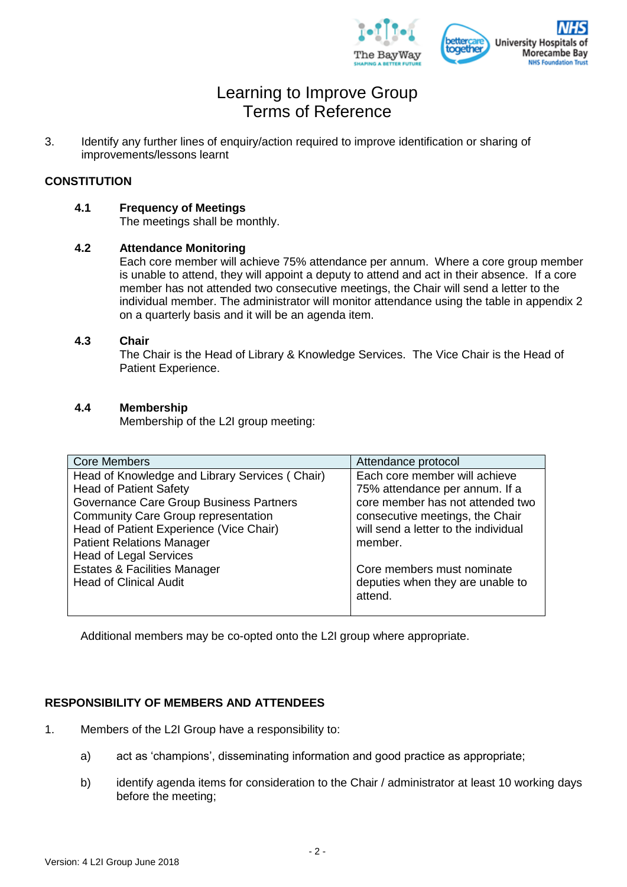# Learning to Improve Group
# Terms of Reference

3. Identify any further lines of enquiry/action required to improve identification or sharing of improvements/lessons learnt

## CONSTITUTION

### 4.1 Frequency of Meetings

The meetings shall be monthly.

### 4.2 Attendance Monitoring

Each core member will achieve 75% attendance per annum. Where a core group member is unable to attend, they will appoint a deputy to attend and act in their absence. If a core member has not attended two consecutive meetings, the Chair will send a letter to the individual member. The administrator will monitor attendance using the table in appendix 2 on a quarterly basis and it will be an agenda item.

### 4.3 Chair

The Chair is the Head of Library & Knowledge Services. The Vice Chair is the Head of Patient Experience.

### 4.4 Membership

Membership of the L2I group meeting:

| Core Members | Attendance protocol |
|---|---|
| Head of Knowledge and Library Services ( Chair)<br>Head of Patient Safety<br>Governance Care Group Business Partners<br>Community Care Group representation<br>Head of Patient Experience (Vice Chair)<br>Patient Relations Manager<br>Head of Legal Services<br>Estates & Facilities Manager<br>Head of Clinical Audit | Each core member will achieve 75% attendance per annum. If a core member has not attended two consecutive meetings, the Chair will send a letter to the individual member.<br><br>Core members must nominate deputies when they are unable to attend. |

Additional members may be co-opted onto the L2I group where appropriate.

## RESPONSIBILITY OF MEMBERS AND ATTENDEES

1. Members of the L2I Group have a responsibility to:

   a) act as ‘champions’, disseminating information and good practice as appropriate;

   b) identify agenda items for consideration to the Chair / administrator at least 10 working days before the meeting;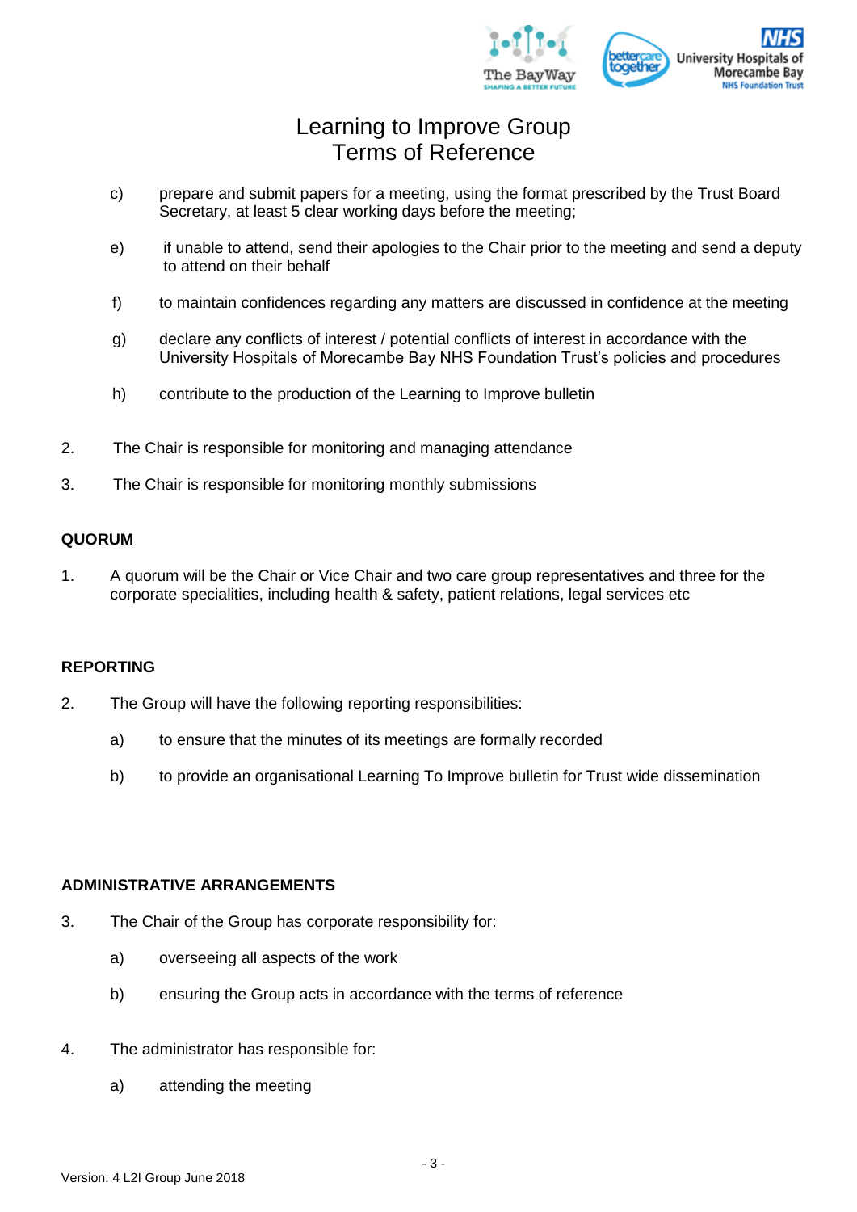# Learning to Improve Group Terms of Reference

c) prepare and submit papers for a meeting, using the format prescribed by the Trust Board Secretary, at least 5 clear working days before the meeting;

e) if unable to attend, send their apologies to the Chair prior to the meeting and send a deputy to attend on their behalf

f) to maintain confidences regarding any matters are discussed in confidence at the meeting

g) declare any conflicts of interest / potential conflicts of interest in accordance with the University Hospitals of Morecambe Bay NHS Foundation Trust's policies and procedures

h) contribute to the production of the Learning to Improve bulletin

2. The Chair is responsible for monitoring and managing attendance

3. The Chair is responsible for monitoring monthly submissions

**QUORUM**

1. A quorum will be the Chair or Vice Chair and two care group representatives and three for the corporate specialities, including health & safety, patient relations, legal services etc

**REPORTING**

2. The Group will have the following reporting responsibilities:

   a) to ensure that the minutes of its meetings are formally recorded

   b) to provide an organisational Learning To Improve bulletin for Trust wide dissemination

**ADMINISTRATIVE ARRANGEMENTS**

3. The Chair of the Group has corporate responsibility for:

   a) overseeing all aspects of the work

   b) ensuring the Group acts in accordance with the terms of reference

4. The administrator has responsible for:

   a) attending the meeting

Version: 4 L2I Group June 2018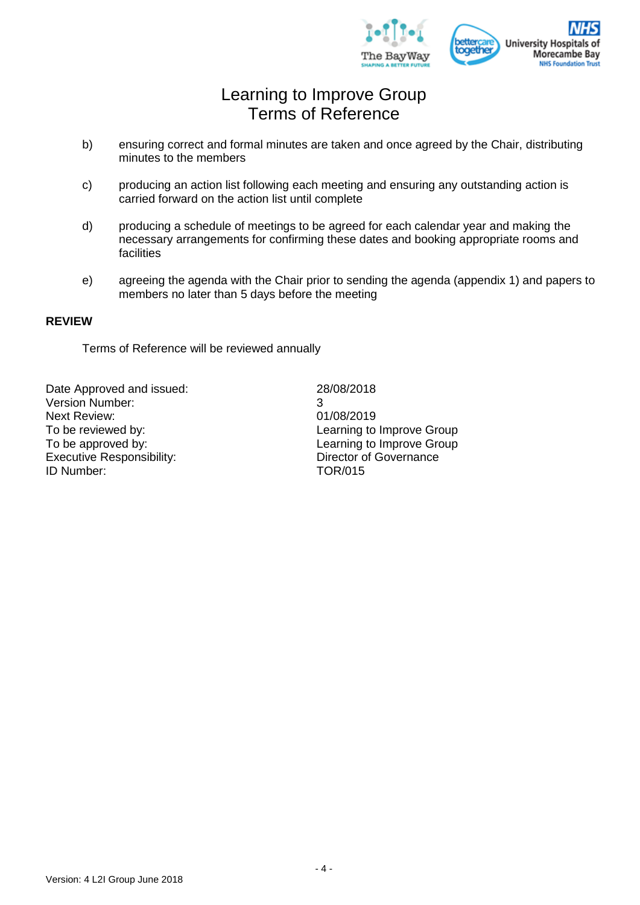b) ensuring correct and formal minutes are taken and once agreed by the Chair, distributing minutes to the members

c) producing an action list following each meeting and ensuring any outstanding action is carried forward on the action list until complete

d) producing a schedule of meetings to be agreed for each calendar year and making the necessary arrangements for confirming these dates and booking appropriate rooms and facilities

e) agreeing the agenda with the Chair prior to sending the agenda (appendix 1) and papers to members no later than 5 days before the meeting

**REVIEW**

Terms of Reference will be reviewed annually

| | |
|---|---|
| Date Approved and issued: | 28/08/2018 |
| Version Number: | 3 |
| Next Review: | 01/08/2019 |
| To be reviewed by: | Learning to Improve Group |
| To be approved by: | Learning to Improve Group |
| Executive Responsibility: | Director of Governance |
| ID Number: | TOR/015 |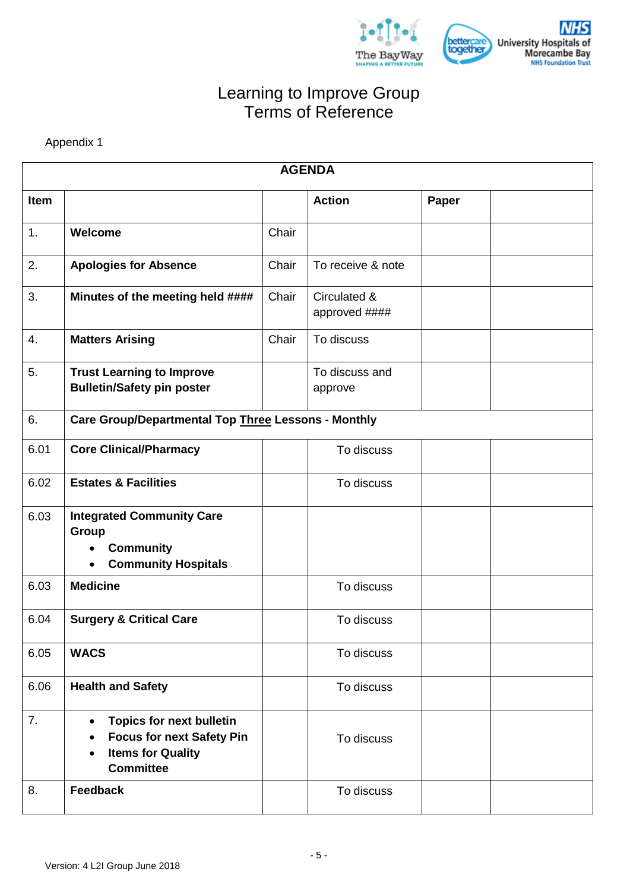# Learning to Improve Group
# Terms of Reference

Appendix 1

| AGENDA | | | | | |
|---|---|---|---|---|---|
| **Item** | | | **Action** | **Paper** | |
| 1. | **Welcome** | Chair | | | |
| 2. | **Apologies for Absence** | Chair | To receive & note | | |
| 3. | **Minutes of the meeting held ####** | Chair | Circulated & approved #### | | |
| 4. | **Matters Arising** | Chair | To discuss | | |
| 5. | **Trust Learning to Improve Bulletin/Safety pin poster** | | To discuss and approve | | |
| 6. | **Care Group/Departmental Top <u>Three</u> Lessons - Monthly** | | | | |
| 6.01 | **Core Clinical/Pharmacy** | | To discuss | | |
| 6.02 | **Estates & Facilities** | | To discuss | | |
| 6.03 | **Integrated Community Care Group** <br>• **Community** <br>• **Community Hospitals** | | | | |
| 6.03 | **Medicine** | | To discuss | | |
| 6.04 | **Surgery & Critical Care** | | To discuss | | |
| 6.05 | **WACS** | | To discuss | | |
| 6.06 | **Health and Safety** | | To discuss | | |
| 7. | • **Topics for next bulletin** <br>• **Focus for next Safety Pin** <br>• **Items for Quality Committee** | | To discuss | | |
| 8. | **Feedback** | | To discuss | | |

Version: 4 L2I Group June 2018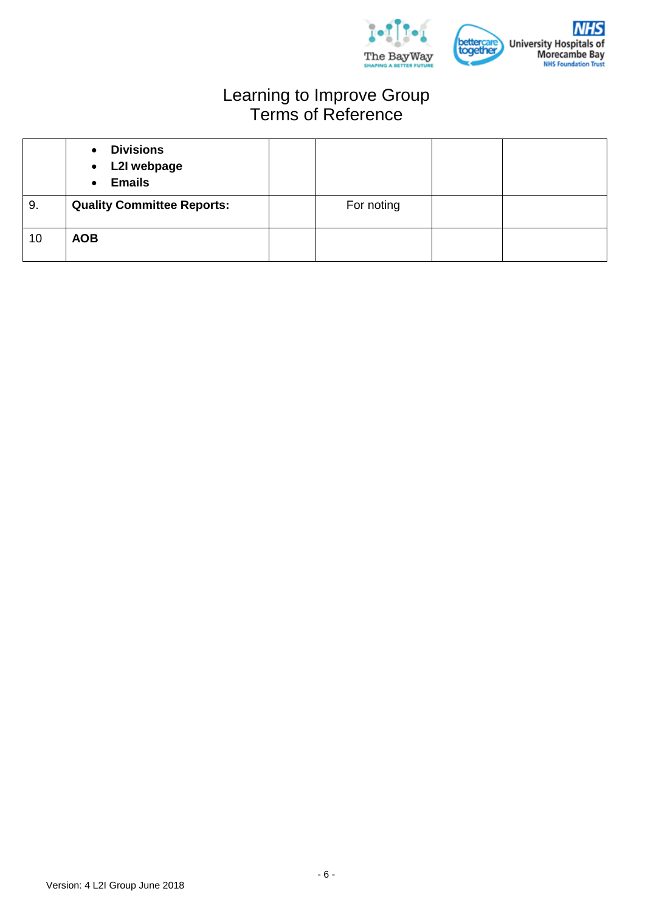# Learning to Improve Group
Terms of Reference

| | | | | | |
|---|---|---|---|---|---|
| | • **Divisions**<br>• **L2I webpage**<br>• **Emails** | | | | |
| 9. | **Quality Committee Reports:** | | For noting | | |
| 10 | **AOB** | | | | |

Version: 4 L2I Group June 2018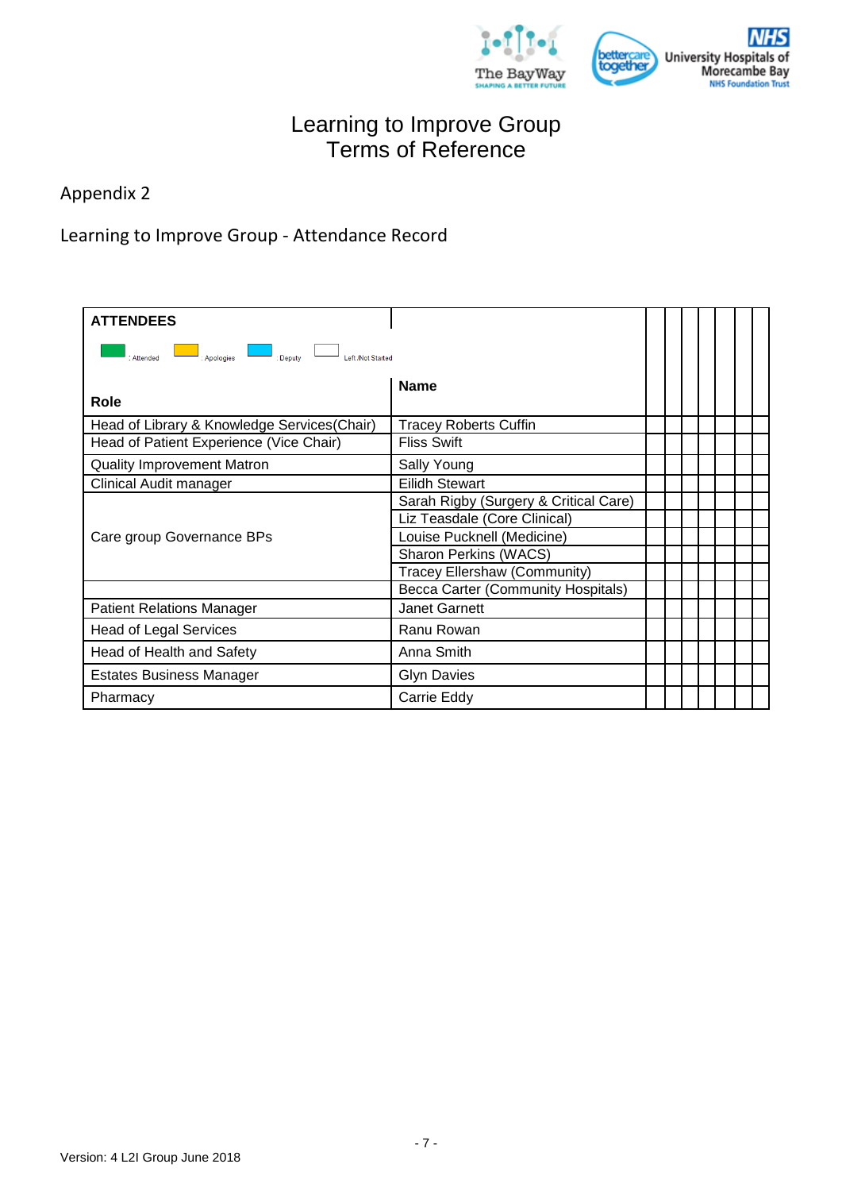# Learning to Improve Group
# Terms of Reference

## Appendix 2

## Learning to Improve Group - Attendance Record

| **ATTENDEES**<br>: Attended : Apologies : Deputy Left /Not Started<br>**Role** | **Name** | | | | | | | |
|---|---|---|---|---|---|---|---|---|
| Head of Library & Knowledge Services(Chair) | Tracey Roberts Cuffin | | | | | | | |
| Head of Patient Experience (Vice Chair) | Fliss Swift | | | | | | | |
| Quality Improvement Matron | Sally Young | | | | | | | |
| Clinical Audit manager | Eilidh Stewart | | | | | | | |
| Care group Governance BPs | Sarah Rigby (Surgery & Critical Care) | | | | | | | |
| | Liz Teasdale (Core Clinical) | | | | | | | |
| | Louise Pucknell (Medicine) | | | | | | | |
| | Sharon Perkins (WACS) | | | | | | | |
| | Tracey Ellershaw (Community) | | | | | | | |
| | Becca Carter (Community Hospitals) | | | | | | | |
| Patient Relations Manager | Janet Garnett | | | | | | | |
| Head of Legal Services | Ranu Rowan | | | | | | | |
| Head of Health and Safety | Anna Smith | | | | | | | |
| Estates Business Manager | Glyn Davies | | | | | | | |
| Pharmacy | Carrie Eddy | | | | | | | |

Version: 4 L2I Group June 2018